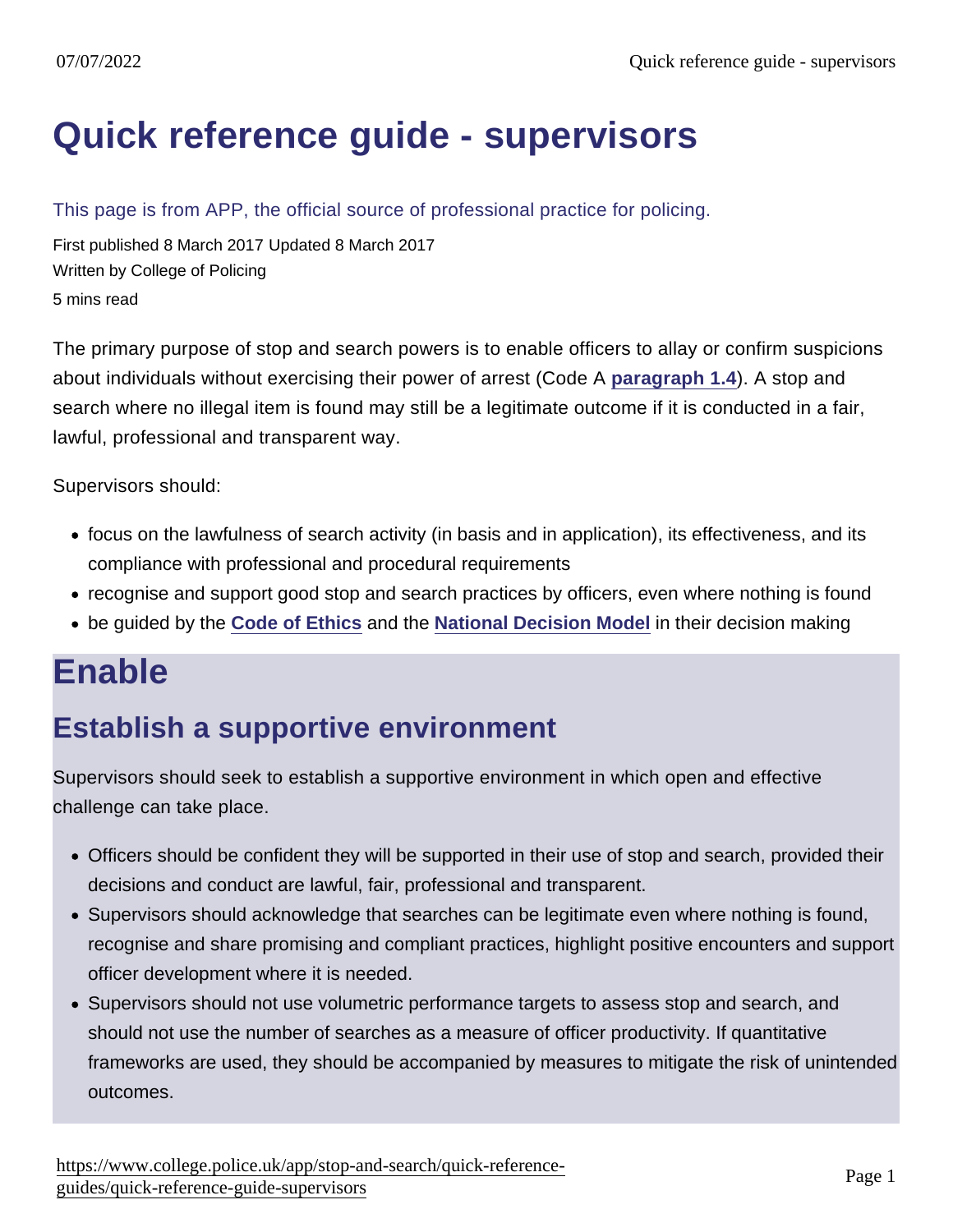# Quick reference guide - supervisors

This page is from APP, the official source of professional practice for policing.

First published 8 March 2017 Updated 8 March 2017

Written by College of Policing

5 mins read

The primary purpose of stop and search powers is to enable officers to allay or confirm suspicions about individuals without exercising their power of arrest (Code A paragraph 1.4). A stop and search where no illegal item is found may still be a legitimate outcome if it is conducted in a fair, lawful, professional and transparent way.

Supervisors should:

- focus on the lawfulness of search activity (in basis and in application), its effectiveness, and its compliance with professional and procedural requirements
- recognise and support good stop and search practices by officers, even where nothing is found
- be guided by the Code of Ethics and the National Decision Model in their decision making

# Enable

## Establish a supportive environment

Supervisors should seek to establish a supportive environment in which open and effective challenge can take place.

- Officers should be confident they will be supported in their use of stop and search, provided their decisions and conduct are lawful, fair, professional and transparent.
- Supervisors should acknowledge that searches can be legitimate even where nothing is found, recognise and share promising and compliant practices, highlight positive encounters and support officer development where it is needed.
- Supervisors should not use volumetric performance targets to assess stop and search, and should not use the number of searches as a measure of officer productivity. If quantitative frameworks are used, they should be accompanied by measures to mitigate the risk of unintended outcomes.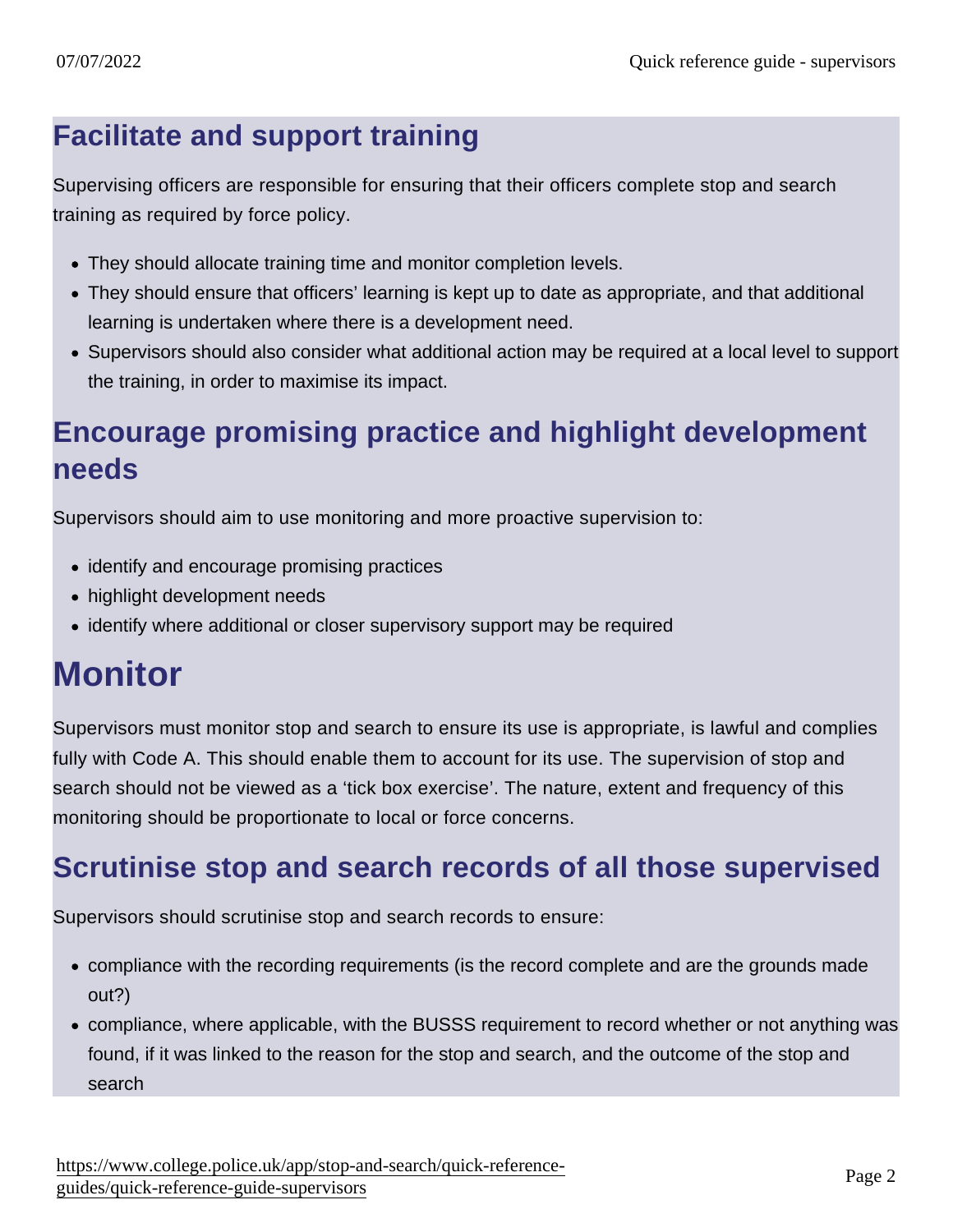## Facilitate and support training

Supervising officers are responsible for ensuring that their officers complete stop and search training as required by force policy.

- They should allocate training time and monitor completion levels.
- They should ensure that officers' learning is kept up to date as appropriate, and that additional learning is undertaken where there is a development need.
- Supervisors should also consider what additional action may be required at a local level to support the training, in order to maximise its impact.

## Encourage promising practice and highlight development needs

Supervisors should aim to use monitoring and more proactive supervision to:

- identify and encourage promising practices
- highlight development needs
- identify where additional or closer supervisory support may be required

# Monitor

Supervisors must monitor stop and search to ensure its use is appropriate, is lawful and complies fully with Code A. This should enable them to account for its use. The supervision of stop and search should not be viewed as a 'tick box exercise'. The nature, extent and frequency of this monitoring should be proportionate to local or force concerns.

## Scrutinise stop and search records of all those supervised

Supervisors should scrutinise stop and search records to ensure:

- compliance with the recording requirements (is the record complete and are the grounds made out?)
- compliance, where applicable, with the BUSSS requirement to record whether or not anything was found, if it was linked to the reason for the stop and search, and the outcome of the stop and search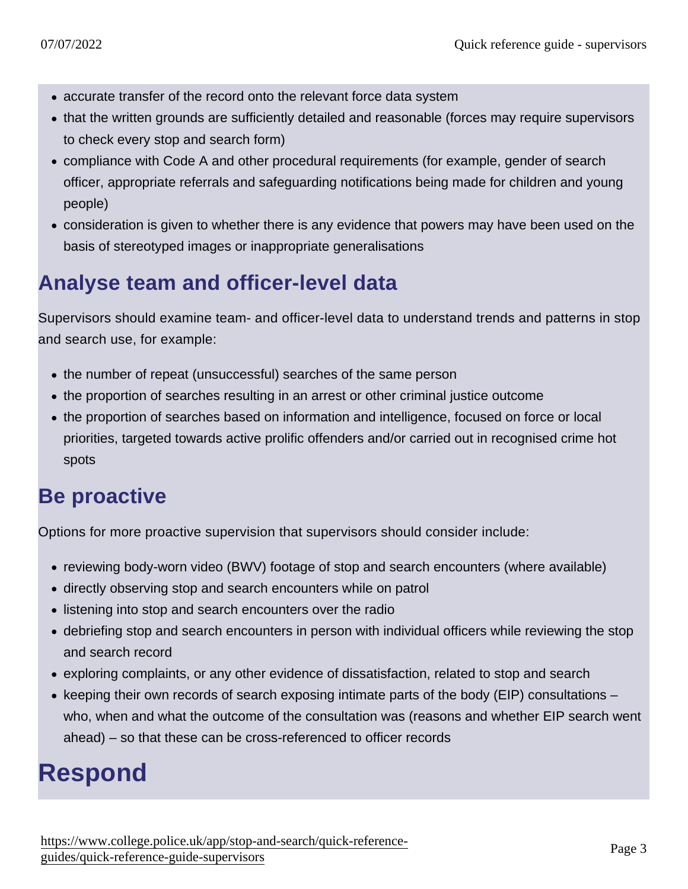- accurate transfer of the record onto the relevant force data system
- that the written grounds are sufficiently detailed and reasonable (forces may require supervisors to check every stop and search form)
- compliance with Code A and other procedural requirements (for example, gender of search officer, appropriate referrals and safeguarding notifications being made for children and young people)
- consideration is given to whether there is any evidence that powers may have been used on the basis of stereotyped images or inappropriate generalisations

## Analyse team and officer-level data

Supervisors should examine team- and officer-level data to understand trends and patterns in stop and search use, for example:

- the number of repeat (unsuccessful) searches of the same person
- the proportion of searches resulting in an arrest or other criminal justice outcome
- the proportion of searches based on information and intelligence, focused on force or local priorities, targeted towards active prolific offenders and/or carried out in recognised crime hot spots

## Be proactive

Options for more proactive supervision that supervisors should consider include:

- reviewing body-worn video (BWV) footage of stop and search encounters (where available)
- directly observing stop and search encounters while on patrol
- listening into stop and search encounters over the radio
- debriefing stop and search encounters in person with individual officers while reviewing the stop and search record
- exploring complaints, or any other evidence of dissatisfaction, related to stop and search
- keeping their own records of search exposing intimate parts of the body (EIP) consultations – who, when and what the outcome of the consultation was (reasons and whether EIP search went ahead) – so that these can be cross-referenced to officer records

# Respond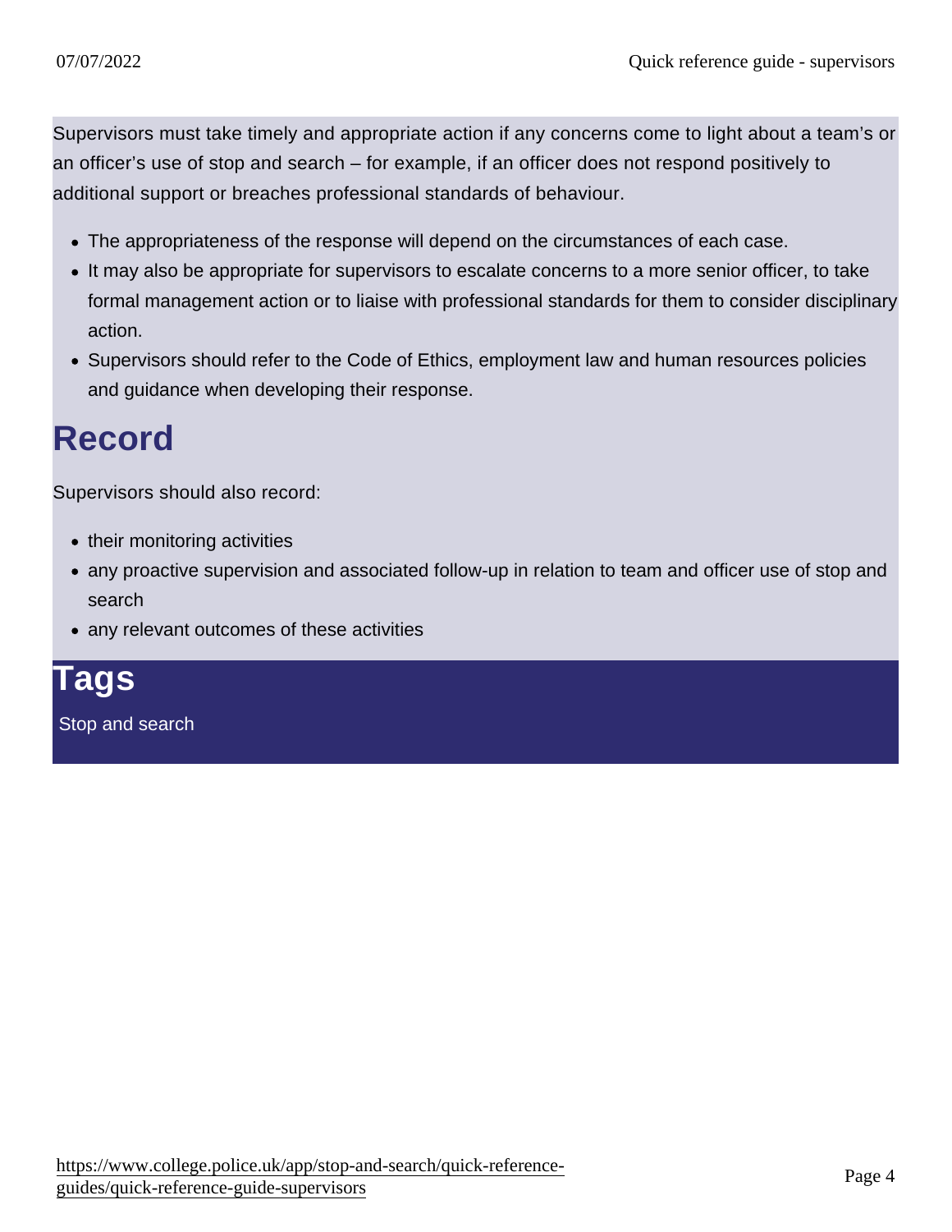Supervisors must take timely and appropriate action if any concerns come to light about a team's or an officer's use of stop and search – for example, if an officer does not respond positively to additional support or breaches professional standards of behaviour.

- The appropriateness of the response will depend on the circumstances of each case.
- It may also be appropriate for supervisors to escalate concerns to a more senior officer, to take formal management action or to liaise with professional standards for them to consider disciplinary action.
- Supervisors should refer to the Code of Ethics, employment law and human resources policies and guidance when developing their response.

## Record

Supervisors should also record:

- their monitoring activities
- any proactive supervision and associated follow-up in relation to team and officer use of stop and search
- any relevant outcomes of these activities

## Tags

Stop and search